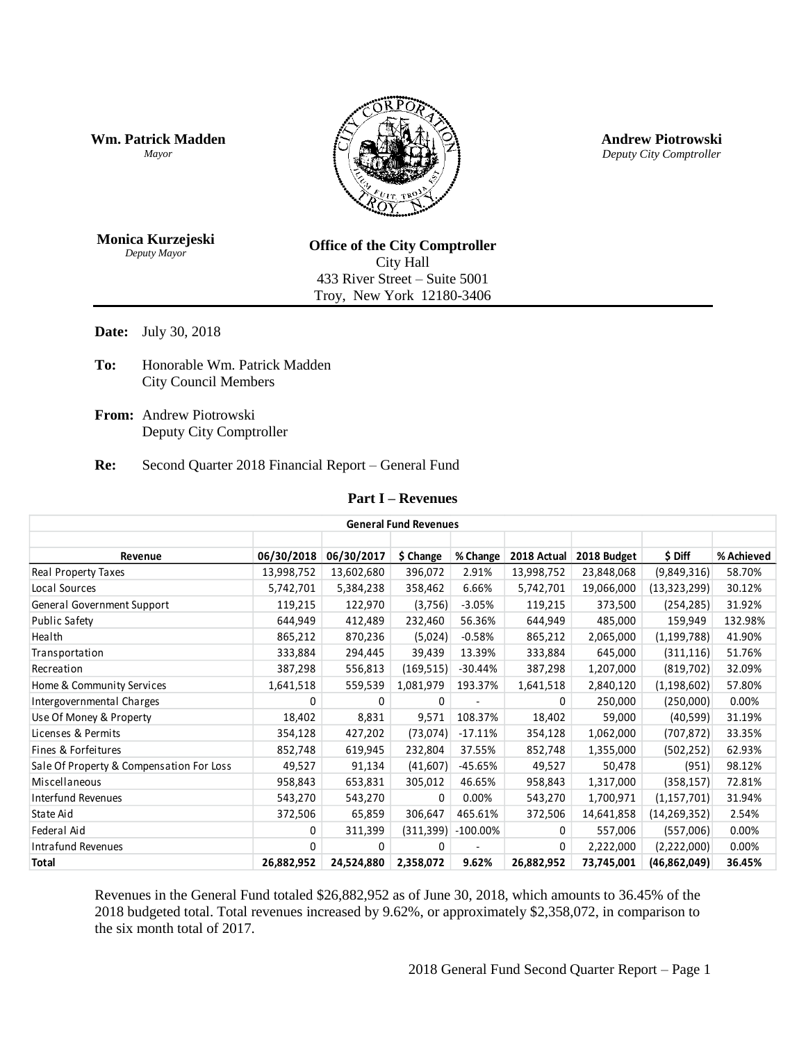**Wm. Patrick Madden**
*Mayor*

**Andrew Piotrowski**
*Deputy City Comptroller*

**Monica Kurzejeski**
*Deputy Mayor*

**Office of the City Comptroller**
City Hall
433 River Street – Suite 5001
Troy, New York 12180-3406

**Date:** July 30, 2018

**To:** Honorable Wm. Patrick Madden
City Council Members

**From:** Andrew Piotrowski
Deputy City Comptroller

**Re:** Second Quarter 2018 Financial Report – General Fund

## Part I – Revenues

**General Fund Revenues**

| Revenue | 06/30/2018 | 06/30/2017 | $ Change | % Change | 2018 Actual | 2018 Budget | $ Diff | % Achieved |
|---|---|---|---|---|---|---|---|---|
| Real Property Taxes | 13,998,752 | 13,602,680 | 396,072 | 2.91% | 13,998,752 | 23,848,068 | (9,849,316) | 58.70% |
| Local Sources | 5,742,701 | 5,384,238 | 358,462 | 6.66% | 5,742,701 | 19,066,000 | (13,323,299) | 30.12% |
| General Government Support | 119,215 | 122,970 | (3,756) | -3.05% | 119,215 | 373,500 | (254,285) | 31.92% |
| Public Safety | 644,949 | 412,489 | 232,460 | 56.36% | 644,949 | 485,000 | 159,949 | 132.98% |
| Health | 865,212 | 870,236 | (5,024) | -0.58% | 865,212 | 2,065,000 | (1,199,788) | 41.90% |
| Transportation | 333,884 | 294,445 | 39,439 | 13.39% | 333,884 | 645,000 | (311,116) | 51.76% |
| Recreation | 387,298 | 556,813 | (169,515) | -30.44% | 387,298 | 1,207,000 | (819,702) | 32.09% |
| Home & Community Services | 1,641,518 | 559,539 | 1,081,979 | 193.37% | 1,641,518 | 2,840,120 | (1,198,602) | 57.80% |
| Intergovernmental Charges | 0 | 0 | 0 | - | 0 | 250,000 | (250,000) | 0.00% |
| Use Of Money & Property | 18,402 | 8,831 | 9,571 | 108.37% | 18,402 | 59,000 | (40,599) | 31.19% |
| Licenses & Permits | 354,128 | 427,202 | (73,074) | -17.11% | 354,128 | 1,062,000 | (707,872) | 33.35% |
| Fines & Forfeitures | 852,748 | 619,945 | 232,804 | 37.55% | 852,748 | 1,355,000 | (502,252) | 62.93% |
| Sale Of Property & Compensation For Loss | 49,527 | 91,134 | (41,607) | -45.65% | 49,527 | 50,478 | (951) | 98.12% |
| Miscellaneous | 958,843 | 653,831 | 305,012 | 46.65% | 958,843 | 1,317,000 | (358,157) | 72.81% |
| Interfund Revenues | 543,270 | 543,270 | 0 | 0.00% | 543,270 | 1,700,971 | (1,157,701) | 31.94% |
| State Aid | 372,506 | 65,859 | 306,647 | 465.61% | 372,506 | 14,641,858 | (14,269,352) | 2.54% |
| Federal Aid | 0 | 311,399 | (311,399) | -100.00% | 0 | 557,006 | (557,006) | 0.00% |
| Intrafund Revenues | 0 | 0 | 0 | - | 0 | 2,222,000 | (2,222,000) | 0.00% |
| **Total** | **26,882,952** | **24,524,880** | **2,358,072** | **9.62%** | **26,882,952** | **73,745,001** | **(46,862,049)** | **36.45%** |

Revenues in the General Fund totaled $26,882,952 as of June 30, 2018, which amounts to 36.45% of the 2018 budgeted total. Total revenues increased by 9.62%, or approximately $2,358,072, in comparison to the six month total of 2017.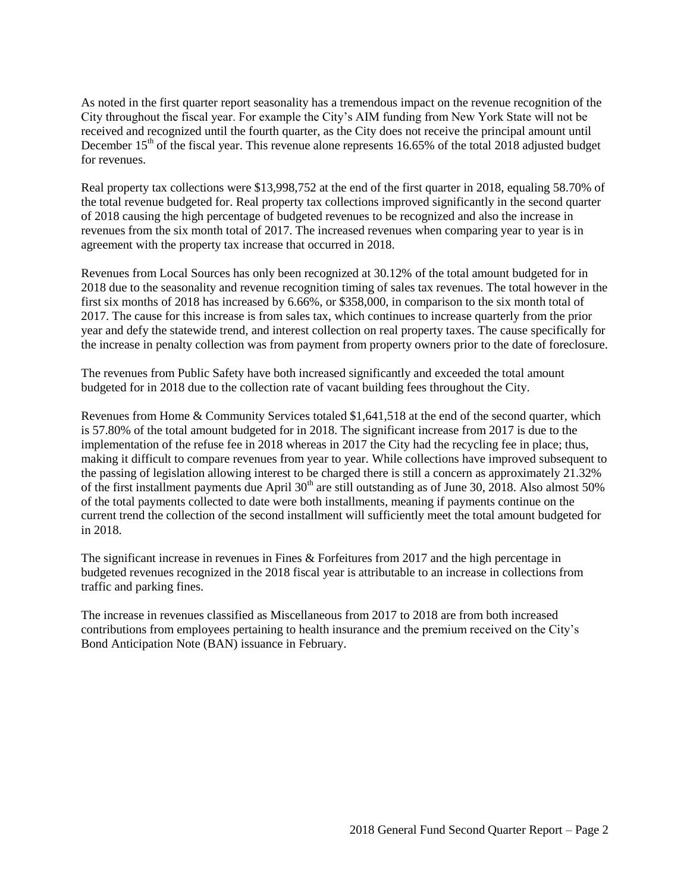As noted in the first quarter report seasonality has a tremendous impact on the revenue recognition of the City throughout the fiscal year. For example the City's AIM funding from New York State will not be received and recognized until the fourth quarter, as the City does not receive the principal amount until December 15th of the fiscal year. This revenue alone represents 16.65% of the total 2018 adjusted budget for revenues.

Real property tax collections were $13,998,752 at the end of the first quarter in 2018, equaling 58.70% of the total revenue budgeted for. Real property tax collections improved significantly in the second quarter of 2018 causing the high percentage of budgeted revenues to be recognized and also the increase in revenues from the six month total of 2017. The increased revenues when comparing year to year is in agreement with the property tax increase that occurred in 2018.

Revenues from Local Sources has only been recognized at 30.12% of the total amount budgeted for in 2018 due to the seasonality and revenue recognition timing of sales tax revenues. The total however in the first six months of 2018 has increased by 6.66%, or $358,000, in comparison to the six month total of 2017. The cause for this increase is from sales tax, which continues to increase quarterly from the prior year and defy the statewide trend, and interest collection on real property taxes. The cause specifically for the increase in penalty collection was from payment from property owners prior to the date of foreclosure.

The revenues from Public Safety have both increased significantly and exceeded the total amount budgeted for in 2018 due to the collection rate of vacant building fees throughout the City.

Revenues from Home & Community Services totaled $1,641,518 at the end of the second quarter, which is 57.80% of the total amount budgeted for in 2018. The significant increase from 2017 is due to the implementation of the refuse fee in 2018 whereas in 2017 the City had the recycling fee in place; thus, making it difficult to compare revenues from year to year. While collections have improved subsequent to the passing of legislation allowing interest to be charged there is still a concern as approximately 21.32% of the first installment payments due April 30th are still outstanding as of June 30, 2018. Also almost 50% of the total payments collected to date were both installments, meaning if payments continue on the current trend the collection of the second installment will sufficiently meet the total amount budgeted for in 2018.

The significant increase in revenues in Fines & Forfeitures from 2017 and the high percentage in budgeted revenues recognized in the 2018 fiscal year is attributable to an increase in collections from traffic and parking fines.

The increase in revenues classified as Miscellaneous from 2017 to 2018 are from both increased contributions from employees pertaining to health insurance and the premium received on the City's Bond Anticipation Note (BAN) issuance in February.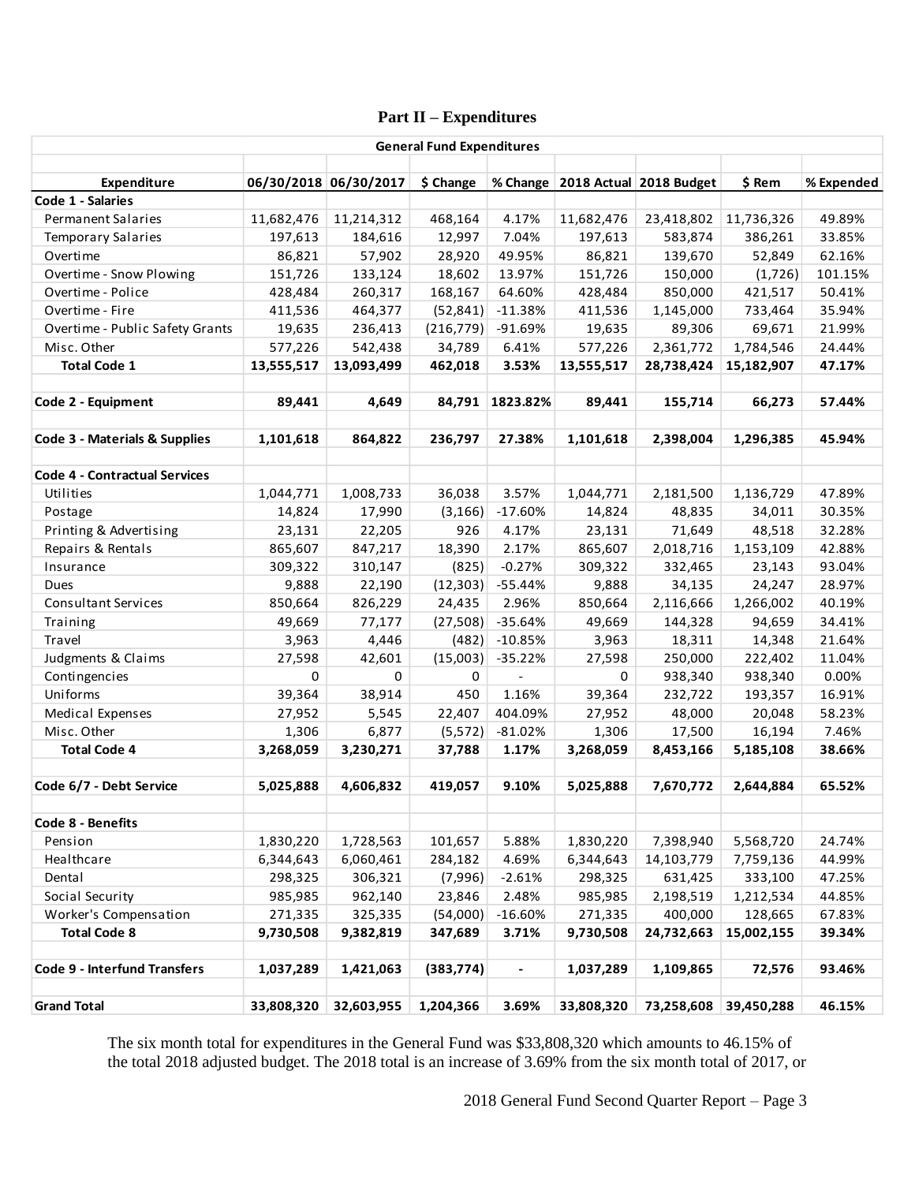## Part II – Expenditures

| General Fund Expenditures | | | | | | | | |
|---|---|---|---|---|---|---|---|---|
| **Expenditure** | **06/30/2018** | **06/30/2017** | **$ Change** | **% Change** | **2018 Actual** | **2018 Budget** | **$ Rem** | **% Expended** |
| **Code 1 - Salaries** | | | | | | | | |
| Permanent Salaries | 11,682,476 | 11,214,312 | 468,164 | 4.17% | 11,682,476 | 23,418,802 | 11,736,326 | 49.89% |
| Temporary Salaries | 197,613 | 184,616 | 12,997 | 7.04% | 197,613 | 583,874 | 386,261 | 33.85% |
| Overtime | 86,821 | 57,902 | 28,920 | 49.95% | 86,821 | 139,670 | 52,849 | 62.16% |
| Overtime - Snow Plowing | 151,726 | 133,124 | 18,602 | 13.97% | 151,726 | 150,000 | (1,726) | 101.15% |
| Overtime - Police | 428,484 | 260,317 | 168,167 | 64.60% | 428,484 | 850,000 | 421,517 | 50.41% |
| Overtime - Fire | 411,536 | 464,377 | (52,841) | -11.38% | 411,536 | 1,145,000 | 733,464 | 35.94% |
| Overtime - Public Safety Grants | 19,635 | 236,413 | (216,779) | -91.69% | 19,635 | 89,306 | 69,671 | 21.99% |
| Misc. Other | 577,226 | 542,438 | 34,789 | 6.41% | 577,226 | 2,361,772 | 1,784,546 | 24.44% |
| **Total Code 1** | **13,555,517** | **13,093,499** | **462,018** | **3.53%** | **13,555,517** | **28,738,424** | **15,182,907** | **47.17%** |
| | | | | | | | | |
| **Code 2 - Equipment** | **89,441** | **4,649** | **84,791** | **1823.82%** | **89,441** | **155,714** | **66,273** | **57.44%** |
| | | | | | | | | |
| **Code 3 - Materials & Supplies** | **1,101,618** | **864,822** | **236,797** | **27.38%** | **1,101,618** | **2,398,004** | **1,296,385** | **45.94%** |
| | | | | | | | | |
| **Code 4 - Contractual Services** | | | | | | | | |
| Utilities | 1,044,771 | 1,008,733 | 36,038 | 3.57% | 1,044,771 | 2,181,500 | 1,136,729 | 47.89% |
| Postage | 14,824 | 17,990 | (3,166) | -17.60% | 14,824 | 48,835 | 34,011 | 30.35% |
| Printing & Advertising | 23,131 | 22,205 | 926 | 4.17% | 23,131 | 71,649 | 48,518 | 32.28% |
| Repairs & Rentals | 865,607 | 847,217 | 18,390 | 2.17% | 865,607 | 2,018,716 | 1,153,109 | 42.88% |
| Insurance | 309,322 | 310,147 | (825) | -0.27% | 309,322 | 332,465 | 23,143 | 93.04% |
| Dues | 9,888 | 22,190 | (12,303) | -55.44% | 9,888 | 34,135 | 24,247 | 28.97% |
| Consultant Services | 850,664 | 826,229 | 24,435 | 2.96% | 850,664 | 2,116,666 | 1,266,002 | 40.19% |
| Training | 49,669 | 77,177 | (27,508) | -35.64% | 49,669 | 144,328 | 94,659 | 34.41% |
| Travel | 3,963 | 4,446 | (482) | -10.85% | 3,963 | 18,311 | 14,348 | 21.64% |
| Judgments & Claims | 27,598 | 42,601 | (15,003) | -35.22% | 27,598 | 250,000 | 222,402 | 11.04% |
| Contingencies | 0 | 0 | 0 | - | 0 | 938,340 | 938,340 | 0.00% |
| Uniforms | 39,364 | 38,914 | 450 | 1.16% | 39,364 | 232,722 | 193,357 | 16.91% |
| Medical Expenses | 27,952 | 5,545 | 22,407 | 404.09% | 27,952 | 48,000 | 20,048 | 58.23% |
| Misc. Other | 1,306 | 6,877 | (5,572) | -81.02% | 1,306 | 17,500 | 16,194 | 7.46% |
| **Total Code 4** | **3,268,059** | **3,230,271** | **37,788** | **1.17%** | **3,268,059** | **8,453,166** | **5,185,108** | **38.66%** |
| | | | | | | | | |
| **Code 6/7 - Debt Service** | **5,025,888** | **4,606,832** | **419,057** | **9.10%** | **5,025,888** | **7,670,772** | **2,644,884** | **65.52%** |
| | | | | | | | | |
| **Code 8 - Benefits** | | | | | | | | |
| Pension | 1,830,220 | 1,728,563 | 101,657 | 5.88% | 1,830,220 | 7,398,940 | 5,568,720 | 24.74% |
| Healthcare | 6,344,643 | 6,060,461 | 284,182 | 4.69% | 6,344,643 | 14,103,779 | 7,759,136 | 44.99% |
| Dental | 298,325 | 306,321 | (7,996) | -2.61% | 298,325 | 631,425 | 333,100 | 47.25% |
| Social Security | 985,985 | 962,140 | 23,846 | 2.48% | 985,985 | 2,198,519 | 1,212,534 | 44.85% |
| Worker's Compensation | 271,335 | 325,335 | (54,000) | -16.60% | 271,335 | 400,000 | 128,665 | 67.83% |
| **Total Code 8** | **9,730,508** | **9,382,819** | **347,689** | **3.71%** | **9,730,508** | **24,732,663** | **15,002,155** | **39.34%** |
| | | | | | | | | |
| **Code 9 - Interfund Transfers** | **1,037,289** | **1,421,063** | **(383,774)** | **-** | **1,037,289** | **1,109,865** | **72,576** | **93.46%** |
| | | | | | | | | |
| **Grand Total** | **33,808,320** | **32,603,955** | **1,204,366** | **3.69%** | **33,808,320** | **73,258,608** | **39,450,288** | **46.15%** |

The six month total for expenditures in the General Fund was $33,808,320 which amounts to 46.15% of the total 2018 adjusted budget. The 2018 total is an increase of 3.69% from the six month total of 2017, or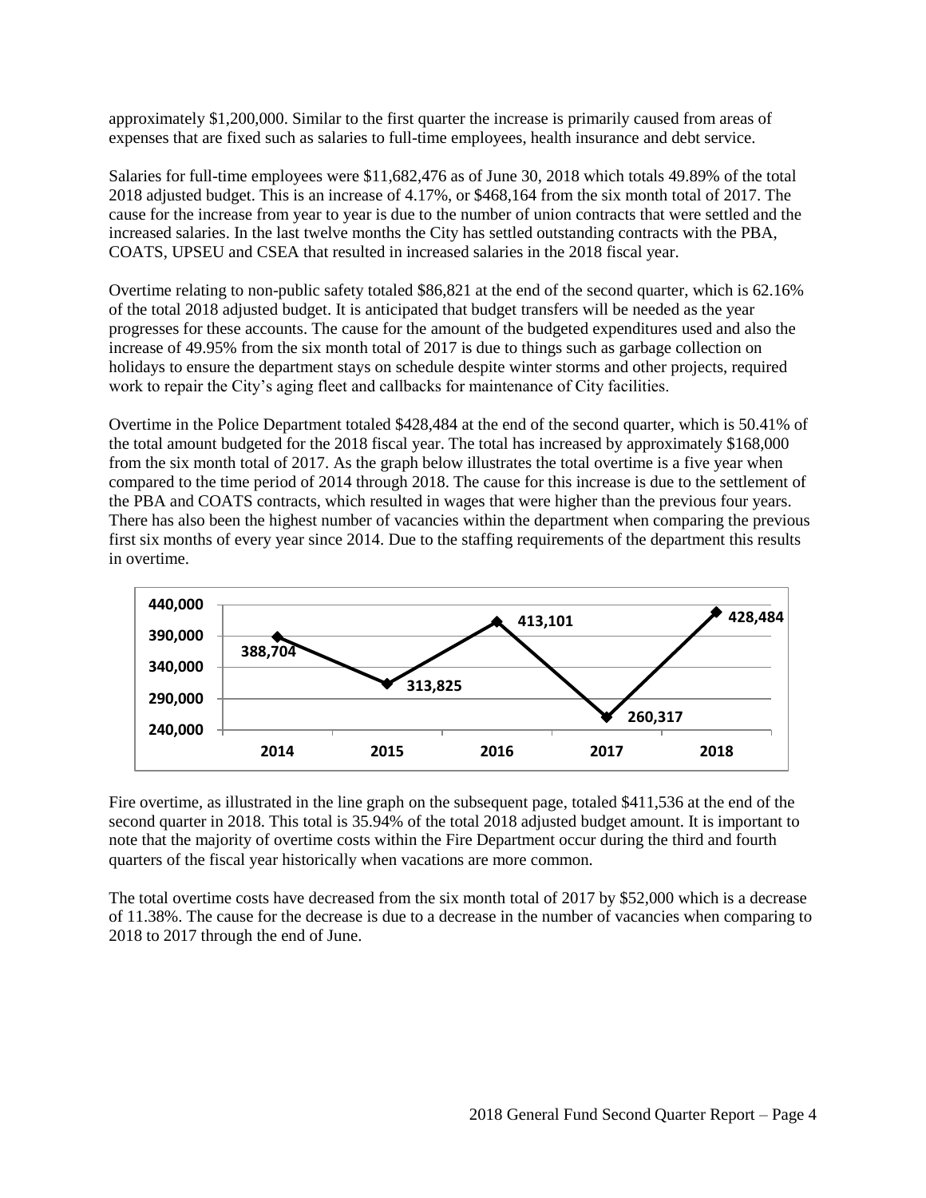approximately $1,200,000. Similar to the first quarter the increase is primarily caused from areas of expenses that are fixed such as salaries to full-time employees, health insurance and debt service.

Salaries for full-time employees were $11,682,476 as of June 30, 2018 which totals 49.89% of the total 2018 adjusted budget. This is an increase of 4.17%, or $468,164 from the six month total of 2017. The cause for the increase from year to year is due to the number of union contracts that were settled and the increased salaries. In the last twelve months the City has settled outstanding contracts with the PBA, COATS, UPSEU and CSEA that resulted in increased salaries in the 2018 fiscal year.

Overtime relating to non-public safety totaled $86,821 at the end of the second quarter, which is 62.16% of the total 2018 adjusted budget. It is anticipated that budget transfers will be needed as the year progresses for these accounts. The cause for the amount of the budgeted expenditures used and also the increase of 49.95% from the six month total of 2017 is due to things such as garbage collection on holidays to ensure the department stays on schedule despite winter storms and other projects, required work to repair the City's aging fleet and callbacks for maintenance of City facilities.

Overtime in the Police Department totaled $428,484 at the end of the second quarter, which is 50.41% of the total amount budgeted for the 2018 fiscal year. The total has increased by approximately $168,000 from the six month total of 2017. As the graph below illustrates the total overtime is a five year when compared to the time period of 2014 through 2018. The cause for this increase is due to the settlement of the PBA and COATS contracts, which resulted in wages that were higher than the previous four years. There has also been the highest number of vacancies within the department when comparing the previous first six months of every year since 2014. Due to the staffing requirements of the department this results in overtime.

| 2014 | 2015 | 2016 | 2017 | 2018 |
|---|---|---|---|---|
| 388,704 | 313,825 | 413,101 | 260,317 | 428,484 |

Fire overtime, as illustrated in the line graph on the subsequent page, totaled $411,536 at the end of the second quarter in 2018. This total is 35.94% of the total 2018 adjusted budget amount. It is important to note that the majority of overtime costs within the Fire Department occur during the third and fourth quarters of the fiscal year historically when vacations are more common.

The total overtime costs have decreased from the six month total of 2017 by $52,000 which is a decrease of 11.38%. The cause for the decrease is due to a decrease in the number of vacancies when comparing to 2018 to 2017 through the end of June.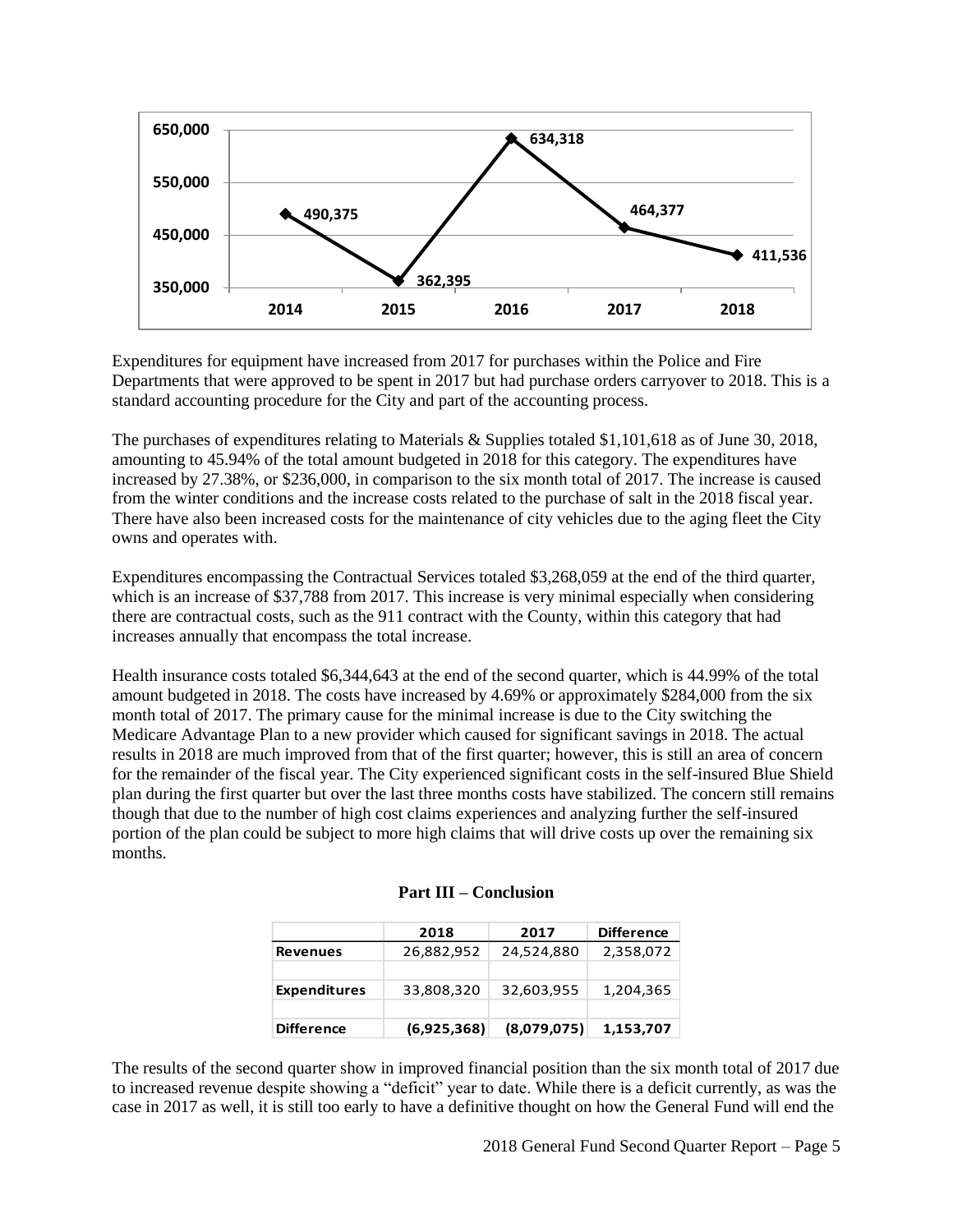| 2014 | 2015 | 2016 | 2017 | 2018 |
|---|---|---|---|---|
| 490,375 | 362,395 | 634,318 | 464,377 | 411,536 |

Expenditures for equipment have increased from 2017 for purchases within the Police and Fire Departments that were approved to be spent in 2017 but had purchase orders carryover to 2018. This is a standard accounting procedure for the City and part of the accounting process.

The purchases of expenditures relating to Materials & Supplies totaled $1,101,618 as of June 30, 2018, amounting to 45.94% of the total amount budgeted in 2018 for this category. The expenditures have increased by 27.38%, or $236,000, in comparison to the six month total of 2017. The increase is caused from the winter conditions and the increase costs related to the purchase of salt in the 2018 fiscal year. There have also been increased costs for the maintenance of city vehicles due to the aging fleet the City owns and operates with.

Expenditures encompassing the Contractual Services totaled $3,268,059 at the end of the third quarter, which is an increase of $37,788 from 2017. This increase is very minimal especially when considering there are contractual costs, such as the 911 contract with the County, within this category that had increases annually that encompass the total increase.

Health insurance costs totaled $6,344,643 at the end of the second quarter, which is 44.99% of the total amount budgeted in 2018. The costs have increased by 4.69% or approximately $284,000 from the six month total of 2017. The primary cause for the minimal increase is due to the City switching the Medicare Advantage Plan to a new provider which caused for significant savings in 2018. The actual results in 2018 are much improved from that of the first quarter; however, this is still an area of concern for the remainder of the fiscal year. The City experienced significant costs in the self-insured Blue Shield plan during the first quarter but over the last three months costs have stabilized. The concern still remains though that due to the number of high cost claims experiences and analyzing further the self-insured portion of the plan could be subject to more high claims that will drive costs up over the remaining six months.

## Part III – Conclusion

| | 2018 | 2017 | Difference |
|---|---|---|---|
| **Revenues** | 26,882,952 | 24,524,880 | 2,358,072 |
| | | | |
| **Expenditures** | 33,808,320 | 32,603,955 | 1,204,365 |
| | | | |
| **Difference** | **(6,925,368)** | **(8,079,075)** | **1,153,707** |

The results of the second quarter show in improved financial position than the six month total of 2017 due to increased revenue despite showing a "deficit" year to date. While there is a deficit currently, as was the case in 2017 as well, it is still too early to have a definitive thought on how the General Fund will end the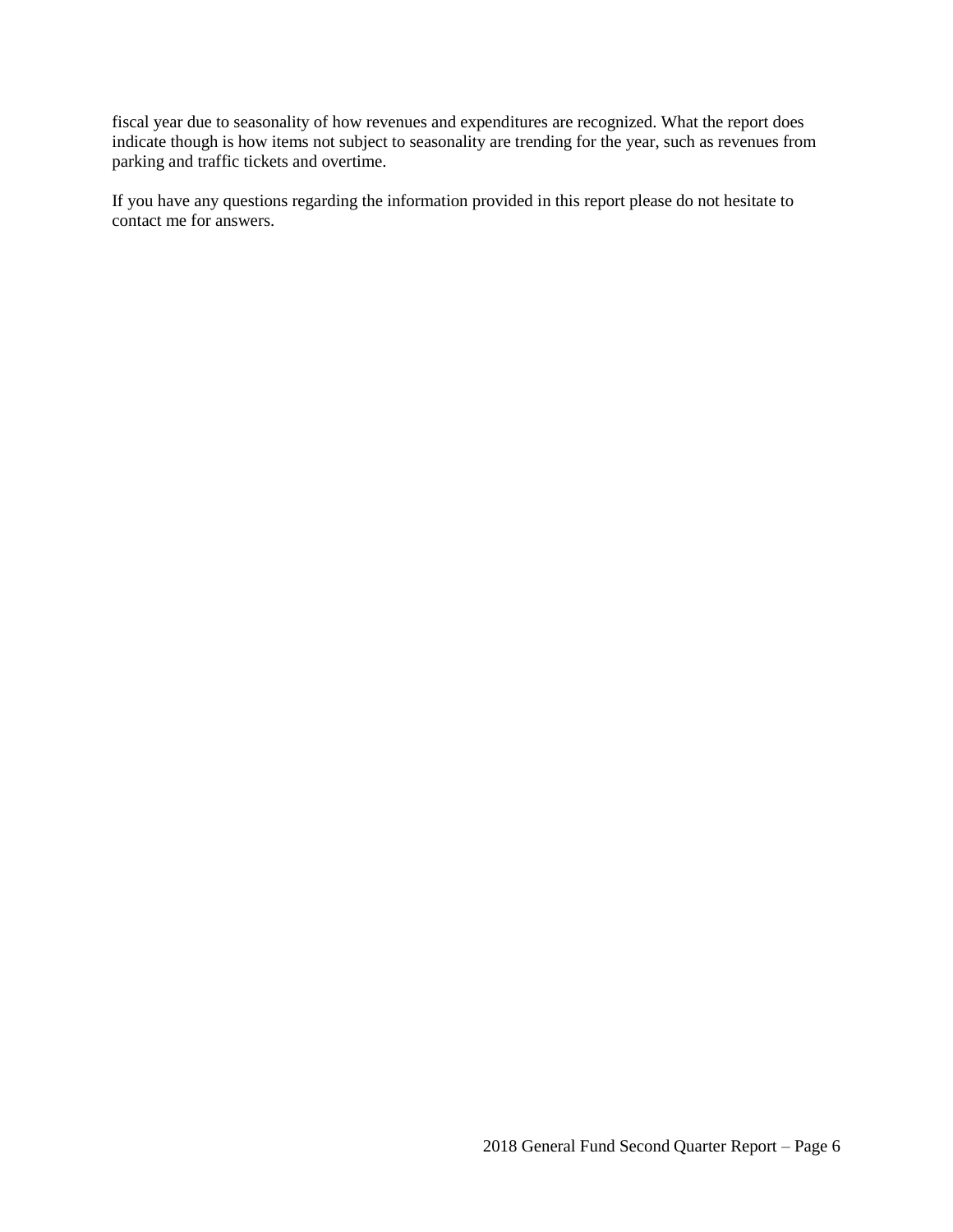fiscal year due to seasonality of how revenues and expenditures are recognized. What the report does indicate though is how items not subject to seasonality are trending for the year, such as revenues from parking and traffic tickets and overtime.

If you have any questions regarding the information provided in this report please do not hesitate to contact me for answers.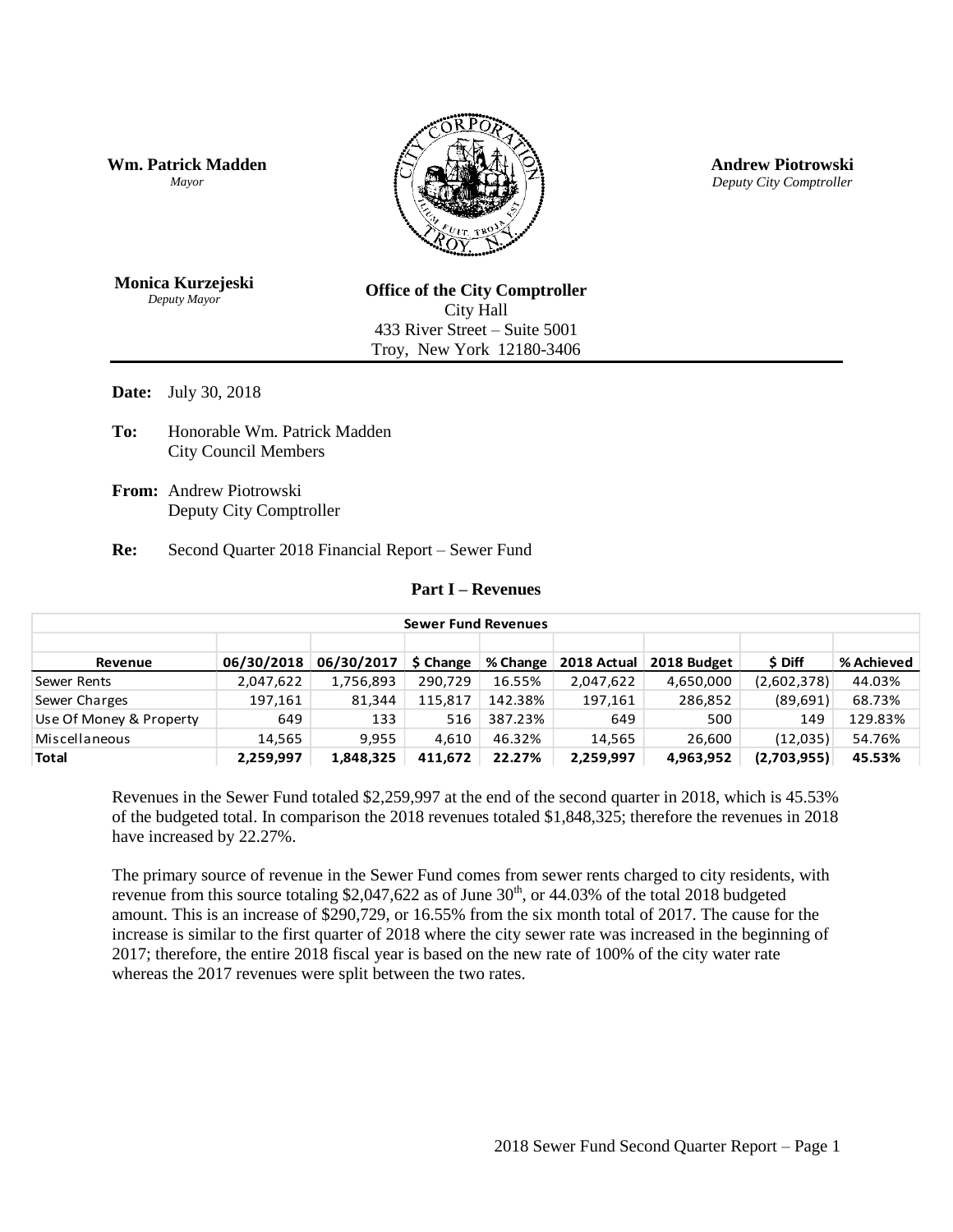**Wm. Patrick Madden**
*Mayor*

**Andrew Piotrowski**
*Deputy City Comptroller*

**Monica Kurzejeski**
*Deputy Mayor*

**Office of the City Comptroller**
City Hall
433 River Street – Suite 5001
Troy, New York 12180-3406

**Date:** July 30, 2018

**To:** Honorable Wm. Patrick Madden
City Council Members

**From:** Andrew Piotrowski
Deputy City Comptroller

**Re:** Second Quarter 2018 Financial Report – Sewer Fund

## Part I – Revenues

| Sewer Fund Revenues | | | | | | | | |
|---|---|---|---|---|---|---|---|---|
| **Revenue** | **06/30/2018** | **06/30/2017** | **$ Change** | **% Change** | **2018 Actual** | **2018 Budget** | **$ Diff** | **% Achieved** |
| Sewer Rents | 2,047,622 | 1,756,893 | 290,729 | 16.55% | 2,047,622 | 4,650,000 | (2,602,378) | 44.03% |
| Sewer Charges | 197,161 | 81,344 | 115,817 | 142.38% | 197,161 | 286,852 | (89,691) | 68.73% |
| Use Of Money & Property | 649 | 133 | 516 | 387.23% | 649 | 500 | 149 | 129.83% |
| Miscellaneous | 14,565 | 9,955 | 4,610 | 46.32% | 14,565 | 26,600 | (12,035) | 54.76% |
| **Total** | **2,259,997** | **1,848,325** | **411,672** | **22.27%** | **2,259,997** | **4,963,952** | **(2,703,955)** | **45.53%** |

Revenues in the Sewer Fund totaled $2,259,997 at the end of the second quarter in 2018, which is 45.53% of the budgeted total. In comparison the 2018 revenues totaled $1,848,325; therefore the revenues in 2018 have increased by 22.27%.

The primary source of revenue in the Sewer Fund comes from sewer rents charged to city residents, with revenue from this source totaling $2,047,622 as of June 30th, or 44.03% of the total 2018 budgeted amount. This is an increase of $290,729, or 16.55% from the six month total of 2017. The cause for the increase is similar to the first quarter of 2018 where the city sewer rate was increased in the beginning of 2017; therefore, the entire 2018 fiscal year is based on the new rate of 100% of the city water rate whereas the 2017 revenues were split between the two rates.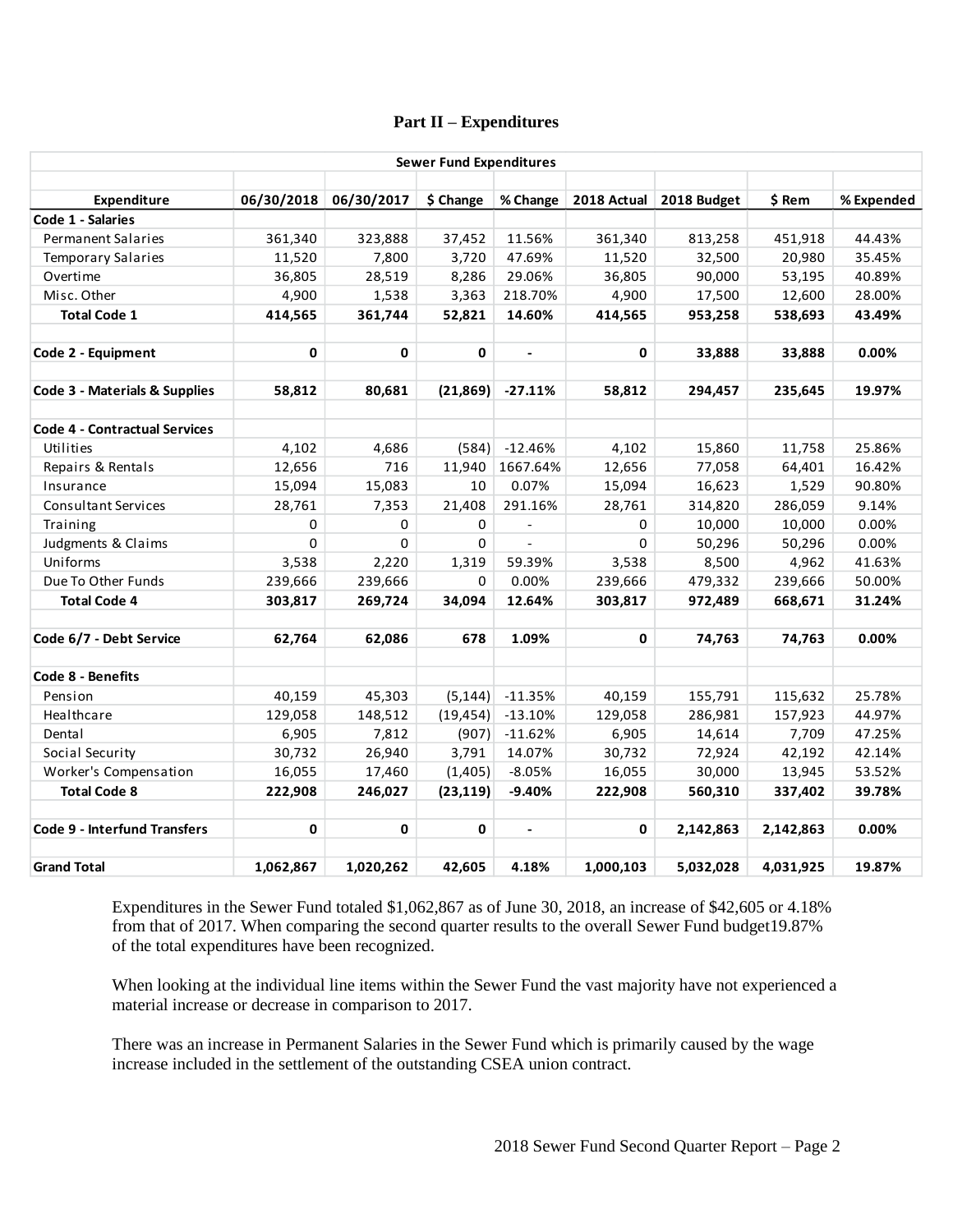## Part II – Expenditures

| Sewer Fund Expenditures | | | | | | | | |
|---|---|---|---|---|---|---|---|---|
| **Expenditure** | **06/30/2018** | **06/30/2017** | **$ Change** | **% Change** | **2018 Actual** | **2018 Budget** | **$ Rem** | **% Expended** |
| **Code 1 - Salaries** | | | | | | | | |
| Permanent Salaries | 361,340 | 323,888 | 37,452 | 11.56% | 361,340 | 813,258 | 451,918 | 44.43% |
| Temporary Salaries | 11,520 | 7,800 | 3,720 | 47.69% | 11,520 | 32,500 | 20,980 | 35.45% |
| Overtime | 36,805 | 28,519 | 8,286 | 29.06% | 36,805 | 90,000 | 53,195 | 40.89% |
| Misc. Other | 4,900 | 1,538 | 3,363 | 218.70% | 4,900 | 17,500 | 12,600 | 28.00% |
| **Total Code 1** | **414,565** | **361,744** | **52,821** | **14.60%** | **414,565** | **953,258** | **538,693** | **43.49%** |
| | | | | | | | | |
| **Code 2 - Equipment** | **0** | **0** | **0** | **-** | **0** | **33,888** | **33,888** | **0.00%** |
| | | | | | | | | |
| **Code 3 - Materials & Supplies** | **58,812** | **80,681** | **(21,869)** | **-27.11%** | **58,812** | **294,457** | **235,645** | **19.97%** |
| | | | | | | | | |
| **Code 4 - Contractual Services** | | | | | | | | |
| Utilities | 4,102 | 4,686 | (584) | -12.46% | 4,102 | 15,860 | 11,758 | 25.86% |
| Repairs & Rentals | 12,656 | 716 | 11,940 | 1667.64% | 12,656 | 77,058 | 64,401 | 16.42% |
| Insurance | 15,094 | 15,083 | 10 | 0.07% | 15,094 | 16,623 | 1,529 | 90.80% |
| Consultant Services | 28,761 | 7,353 | 21,408 | 291.16% | 28,761 | 314,820 | 286,059 | 9.14% |
| Training | 0 | 0 | 0 | - | 0 | 10,000 | 10,000 | 0.00% |
| Judgments & Claims | 0 | 0 | 0 | - | 0 | 50,296 | 50,296 | 0.00% |
| Uniforms | 3,538 | 2,220 | 1,319 | 59.39% | 3,538 | 8,500 | 4,962 | 41.63% |
| Due To Other Funds | 239,666 | 239,666 | 0 | 0.00% | 239,666 | 479,332 | 239,666 | 50.00% |
| **Total Code 4** | **303,817** | **269,724** | **34,094** | **12.64%** | **303,817** | **972,489** | **668,671** | **31.24%** |
| | | | | | | | | |
| **Code 6/7 - Debt Service** | **62,764** | **62,086** | **678** | **1.09%** | **0** | **74,763** | **74,763** | **0.00%** |
| | | | | | | | | |
| **Code 8 - Benefits** | | | | | | | | |
| Pension | 40,159 | 45,303 | (5,144) | -11.35% | 40,159 | 155,791 | 115,632 | 25.78% |
| Healthcare | 129,058 | 148,512 | (19,454) | -13.10% | 129,058 | 286,981 | 157,923 | 44.97% |
| Dental | 6,905 | 7,812 | (907) | -11.62% | 6,905 | 14,614 | 7,709 | 47.25% |
| Social Security | 30,732 | 26,940 | 3,791 | 14.07% | 30,732 | 72,924 | 42,192 | 42.14% |
| Worker's Compensation | 16,055 | 17,460 | (1,405) | -8.05% | 16,055 | 30,000 | 13,945 | 53.52% |
| **Total Code 8** | **222,908** | **246,027** | **(23,119)** | **-9.40%** | **222,908** | **560,310** | **337,402** | **39.78%** |
| | | | | | | | | |
| **Code 9 - Interfund Transfers** | **0** | **0** | **0** | **-** | **0** | **2,142,863** | **2,142,863** | **0.00%** |
| | | | | | | | | |
| **Grand Total** | **1,062,867** | **1,020,262** | **42,605** | **4.18%** | **1,000,103** | **5,032,028** | **4,031,925** | **19.87%** |

Expenditures in the Sewer Fund totaled $1,062,867 as of June 30, 2018, an increase of $42,605 or 4.18% from that of 2017. When comparing the second quarter results to the overall Sewer Fund budget19.87% of the total expenditures have been recognized.

When looking at the individual line items within the Sewer Fund the vast majority have not experienced a material increase or decrease in comparison to 2017.

There was an increase in Permanent Salaries in the Sewer Fund which is primarily caused by the wage increase included in the settlement of the outstanding CSEA union contract.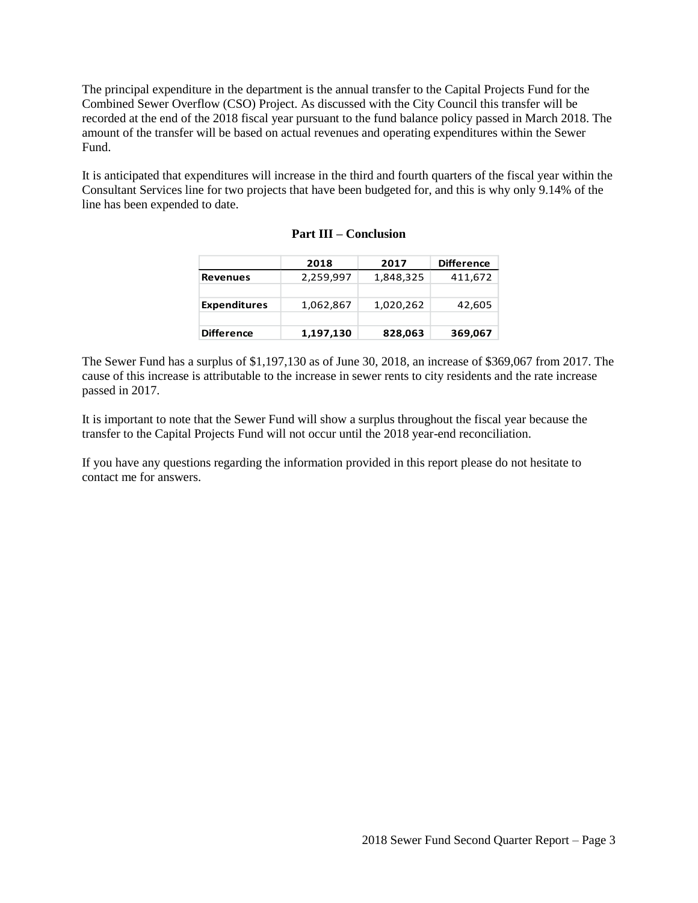The principal expenditure in the department is the annual transfer to the Capital Projects Fund for the Combined Sewer Overflow (CSO) Project. As discussed with the City Council this transfer will be recorded at the end of the 2018 fiscal year pursuant to the fund balance policy passed in March 2018. The amount of the transfer will be based on actual revenues and operating expenditures within the Sewer Fund.

It is anticipated that expenditures will increase in the third and fourth quarters of the fiscal year within the Consultant Services line for two projects that have been budgeted for, and this is why only 9.14% of the line has been expended to date.

## Part III – Conclusion

| | 2018 | 2017 | Difference |
|---|---|---|---|
| **Revenues** | 2,259,997 | 1,848,325 | 411,672 |
| | | | |
| **Expenditures** | 1,062,867 | 1,020,262 | 42,605 |
| | | | |
| **Difference** | **1,197,130** | **828,063** | **369,067** |

The Sewer Fund has a surplus of $1,197,130 as of June 30, 2018, an increase of $369,067 from 2017. The cause of this increase is attributable to the increase in sewer rents to city residents and the rate increase passed in 2017.

It is important to note that the Sewer Fund will show a surplus throughout the fiscal year because the transfer to the Capital Projects Fund will not occur until the 2018 year-end reconciliation.

If you have any questions regarding the information provided in this report please do not hesitate to contact me for answers.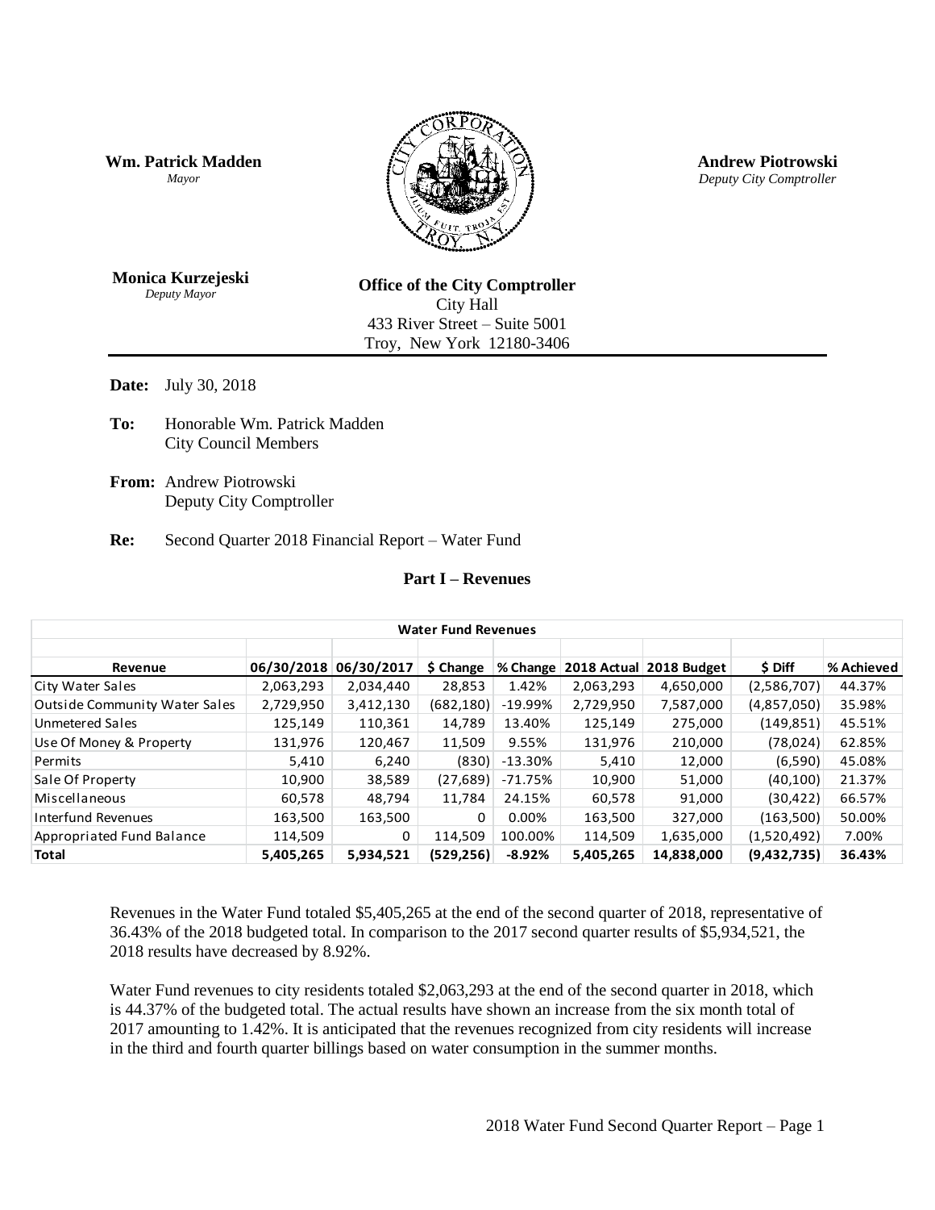**Wm. Patrick Madden**
*Mayor*

**Andrew Piotrowski**
*Deputy City Comptroller*

**Monica Kurzejeski**
*Deputy Mayor*

**Office of the City Comptroller**
City Hall
433 River Street – Suite 5001
Troy, New York 12180-3406

---

**Date:** July 30, 2018

**To:** Honorable Wm. Patrick Madden
City Council Members

**From:** Andrew Piotrowski
Deputy City Comptroller

**Re:** Second Quarter 2018 Financial Report – Water Fund

## Part I – Revenues

| Water Fund Revenues | | | | | | | | |
|---|---|---|---|---|---|---|---|---|
| **Revenue** | **06/30/2018** | **06/30/2017** | **$ Change** | **% Change** | **2018 Actual** | **2018 Budget** | **$ Diff** | **% Achieved** |
| City Water Sales | 2,063,293 | 2,034,440 | 28,853 | 1.42% | 2,063,293 | 4,650,000 | (2,586,707) | 44.37% |
| Outside Community Water Sales | 2,729,950 | 3,412,130 | (682,180) | -19.99% | 2,729,950 | 7,587,000 | (4,857,050) | 35.98% |
| Unmetered Sales | 125,149 | 110,361 | 14,789 | 13.40% | 125,149 | 275,000 | (149,851) | 45.51% |
| Use Of Money & Property | 131,976 | 120,467 | 11,509 | 9.55% | 131,976 | 210,000 | (78,024) | 62.85% |
| Permits | 5,410 | 6,240 | (830) | -13.30% | 5,410 | 12,000 | (6,590) | 45.08% |
| Sale Of Property | 10,900 | 38,589 | (27,689) | -71.75% | 10,900 | 51,000 | (40,100) | 21.37% |
| Miscellaneous | 60,578 | 48,794 | 11,784 | 24.15% | 60,578 | 91,000 | (30,422) | 66.57% |
| Interfund Revenues | 163,500 | 163,500 | 0 | 0.00% | 163,500 | 327,000 | (163,500) | 50.00% |
| Appropriated Fund Balance | 114,509 | 0 | 114,509 | 100.00% | 114,509 | 1,635,000 | (1,520,492) | 7.00% |
| **Total** | **5,405,265** | **5,934,521** | **(529,256)** | **-8.92%** | **5,405,265** | **14,838,000** | **(9,432,735)** | **36.43%** |

Revenues in the Water Fund totaled $5,405,265 at the end of the second quarter of 2018, representative of 36.43% of the 2018 budgeted total. In comparison to the 2017 second quarter results of $5,934,521, the 2018 results have decreased by 8.92%.

Water Fund revenues to city residents totaled $2,063,293 at the end of the second quarter in 2018, which is 44.37% of the budgeted total. The actual results have shown an increase from the six month total of 2017 amounting to 1.42%. It is anticipated that the revenues recognized from city residents will increase in the third and fourth quarter billings based on water consumption in the summer months.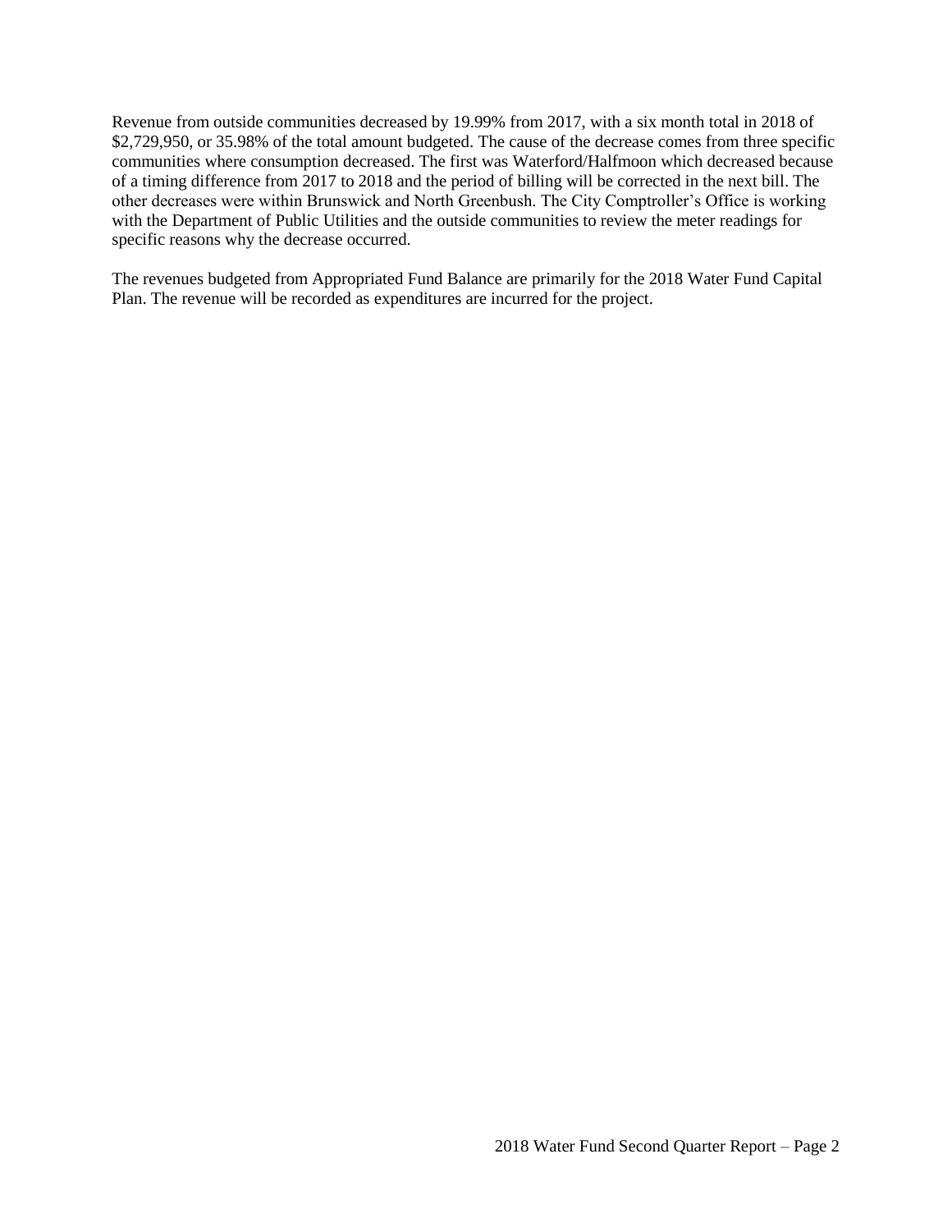Revenue from outside communities decreased by 19.99% from 2017, with a six month total in 2018 of $2,729,950, or 35.98% of the total amount budgeted. The cause of the decrease comes from three specific communities where consumption decreased. The first was Waterford/Halfmoon which decreased because of a timing difference from 2017 to 2018 and the period of billing will be corrected in the next bill. The other decreases were within Brunswick and North Greenbush. The City Comptroller's Office is working with the Department of Public Utilities and the outside communities to review the meter readings for specific reasons why the decrease occurred.

The revenues budgeted from Appropriated Fund Balance are primarily for the 2018 Water Fund Capital Plan. The revenue will be recorded as expenditures are incurred for the project.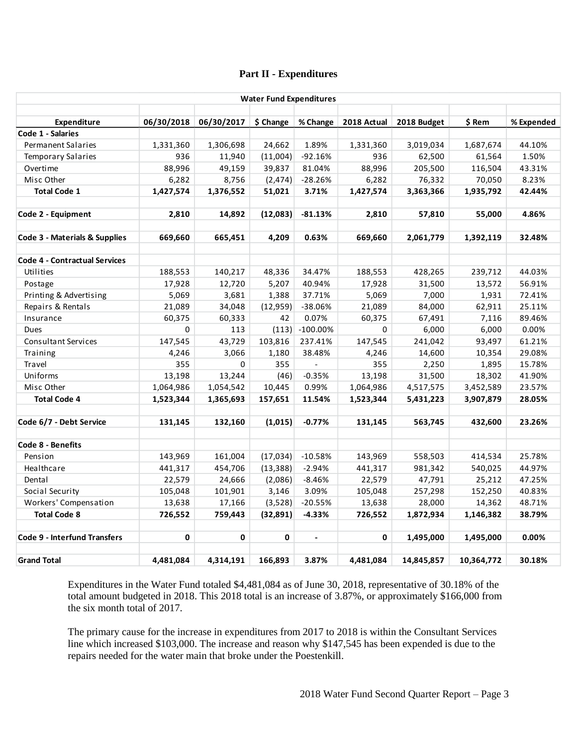## Part II - Expenditures

| Water Fund Expenditures | | | | | | | | |
|---|---|---|---|---|---|---|---|---|
| **Expenditure** | **06/30/2018** | **06/30/2017** | **$ Change** | **% Change** | **2018 Actual** | **2018 Budget** | **$ Rem** | **% Expended** |
| **Code 1 - Salaries** | | | | | | | | |
| Permanent Salaries | 1,331,360 | 1,306,698 | 24,662 | 1.89% | 1,331,360 | 3,019,034 | 1,687,674 | 44.10% |
| Temporary Salaries | 936 | 11,940 | (11,004) | -92.16% | 936 | 62,500 | 61,564 | 1.50% |
| Overtime | 88,996 | 49,159 | 39,837 | 81.04% | 88,996 | 205,500 | 116,504 | 43.31% |
| Misc Other | 6,282 | 8,756 | (2,474) | -28.26% | 6,282 | 76,332 | 70,050 | 8.23% |
| **Total Code 1** | **1,427,574** | **1,376,552** | **51,021** | **3.71%** | **1,427,574** | **3,363,366** | **1,935,792** | **42.44%** |
| | | | | | | | | |
| **Code 2 - Equipment** | **2,810** | **14,892** | **(12,083)** | **-81.13%** | **2,810** | **57,810** | **55,000** | **4.86%** |
| | | | | | | | | |
| **Code 3 - Materials & Supplies** | **669,660** | **665,451** | **4,209** | **0.63%** | **669,660** | **2,061,779** | **1,392,119** | **32.48%** |
| | | | | | | | | |
| **Code 4 - Contractual Services** | | | | | | | | |
| Utilities | 188,553 | 140,217 | 48,336 | 34.47% | 188,553 | 428,265 | 239,712 | 44.03% |
| Postage | 17,928 | 12,720 | 5,207 | 40.94% | 17,928 | 31,500 | 13,572 | 56.91% |
| Printing & Advertising | 5,069 | 3,681 | 1,388 | 37.71% | 5,069 | 7,000 | 1,931 | 72.41% |
| Repairs & Rentals | 21,089 | 34,048 | (12,959) | -38.06% | 21,089 | 84,000 | 62,911 | 25.11% |
| Insurance | 60,375 | 60,333 | 42 | 0.07% | 60,375 | 67,491 | 7,116 | 89.46% |
| Dues | 0 | 113 | (113) | -100.00% | 0 | 6,000 | 6,000 | 0.00% |
| Consultant Services | 147,545 | 43,729 | 103,816 | 237.41% | 147,545 | 241,042 | 93,497 | 61.21% |
| Training | 4,246 | 3,066 | 1,180 | 38.48% | 4,246 | 14,600 | 10,354 | 29.08% |
| Travel | 355 | 0 | 355 | - | 355 | 2,250 | 1,895 | 15.78% |
| Uniforms | 13,198 | 13,244 | (46) | -0.35% | 13,198 | 31,500 | 18,302 | 41.90% |
| Misc Other | 1,064,986 | 1,054,542 | 10,445 | 0.99% | 1,064,986 | 4,517,575 | 3,452,589 | 23.57% |
| **Total Code 4** | **1,523,344** | **1,365,693** | **157,651** | **11.54%** | **1,523,344** | **5,431,223** | **3,907,879** | **28.05%** |
| | | | | | | | | |
| **Code 6/7 - Debt Service** | **131,145** | **132,160** | **(1,015)** | **-0.77%** | **131,145** | **563,745** | **432,600** | **23.26%** |
| | | | | | | | | |
| **Code 8 - Benefits** | | | | | | | | |
| Pension | 143,969 | 161,004 | (17,034) | -10.58% | 143,969 | 558,503 | 414,534 | 25.78% |
| Healthcare | 441,317 | 454,706 | (13,388) | -2.94% | 441,317 | 981,342 | 540,025 | 44.97% |
| Dental | 22,579 | 24,666 | (2,086) | -8.46% | 22,579 | 47,791 | 25,212 | 47.25% |
| Social Security | 105,048 | 101,901 | 3,146 | 3.09% | 105,048 | 257,298 | 152,250 | 40.83% |
| Workers' Compensation | 13,638 | 17,166 | (3,528) | -20.55% | 13,638 | 28,000 | 14,362 | 48.71% |
| **Total Code 8** | **726,552** | **759,443** | **(32,891)** | **-4.33%** | **726,552** | **1,872,934** | **1,146,382** | **38.79%** |
| | | | | | | | | |
| **Code 9 - Interfund Transfers** | **0** | **0** | **0** | **-** | **0** | **1,495,000** | **1,495,000** | **0.00%** |
| | | | | | | | | |
| **Grand Total** | **4,481,084** | **4,314,191** | **166,893** | **3.87%** | **4,481,084** | **14,845,857** | **10,364,772** | **30.18%** |

Expenditures in the Water Fund totaled $4,481,084 as of June 30, 2018, representative of 30.18% of the total amount budgeted in 2018. This 2018 total is an increase of 3.87%, or approximately $166,000 from the six month total of 2017.

The primary cause for the increase in expenditures from 2017 to 2018 is within the Consultant Services line which increased $103,000. The increase and reason why $147,545 has been expended is due to the repairs needed for the water main that broke under the Poestenkill.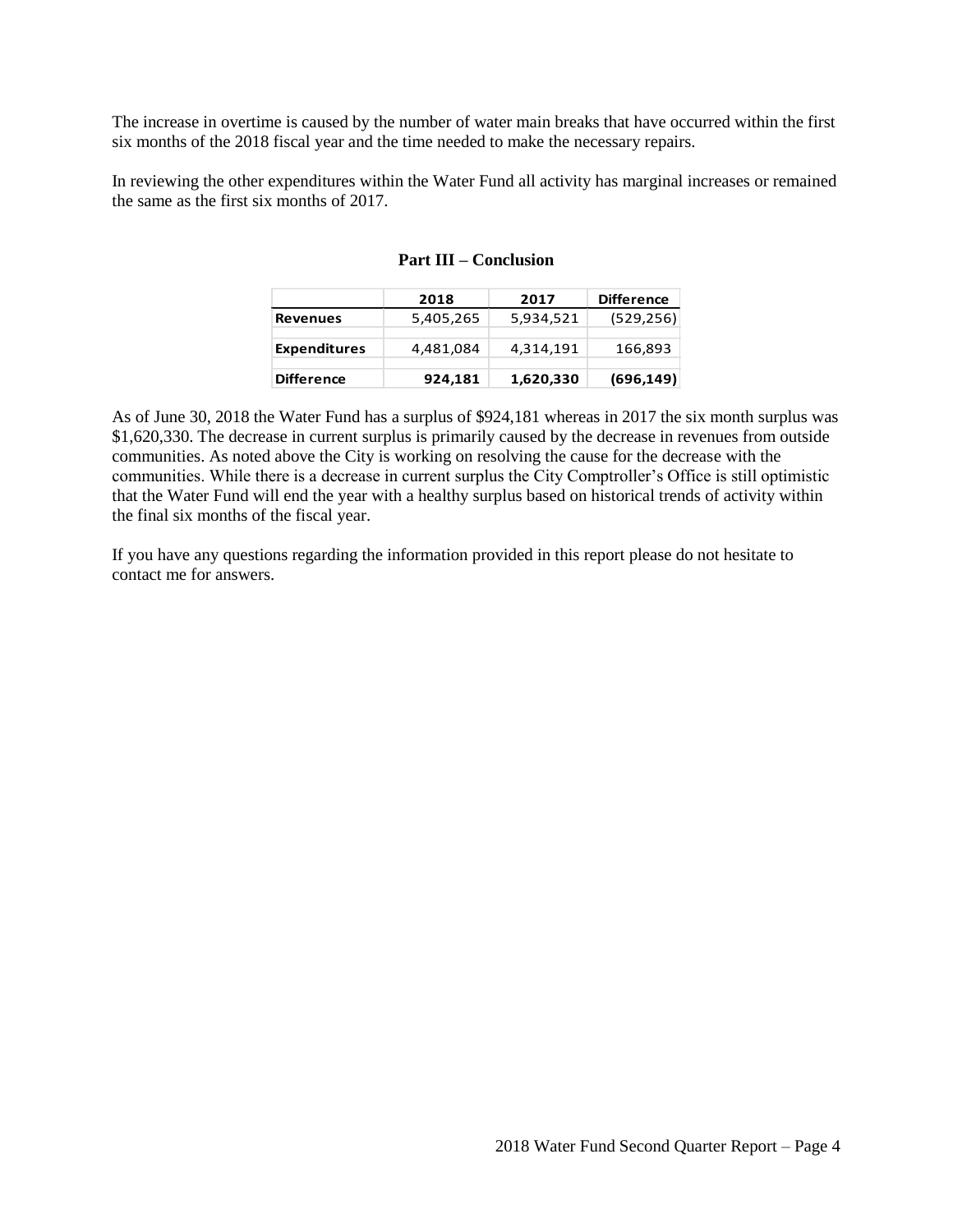The increase in overtime is caused by the number of water main breaks that have occurred within the first six months of the 2018 fiscal year and the time needed to make the necessary repairs.

In reviewing the other expenditures within the Water Fund all activity has marginal increases or remained the same as the first six months of 2017.

## Part III – Conclusion

| | 2018 | 2017 | Difference |
|---|---|---|---|
| **Revenues** | 5,405,265 | 5,934,521 | (529,256) |
| **Expenditures** | 4,481,084 | 4,314,191 | 166,893 |
| **Difference** | **924,181** | **1,620,330** | **(696,149)** |

As of June 30, 2018 the Water Fund has a surplus of $924,181 whereas in 2017 the six month surplus was $1,620,330. The decrease in current surplus is primarily caused by the decrease in revenues from outside communities. As noted above the City is working on resolving the cause for the decrease with the communities. While there is a decrease in current surplus the City Comptroller's Office is still optimistic that the Water Fund will end the year with a healthy surplus based on historical trends of activity within the final six months of the fiscal year.

If you have any questions regarding the information provided in this report please do not hesitate to contact me for answers.